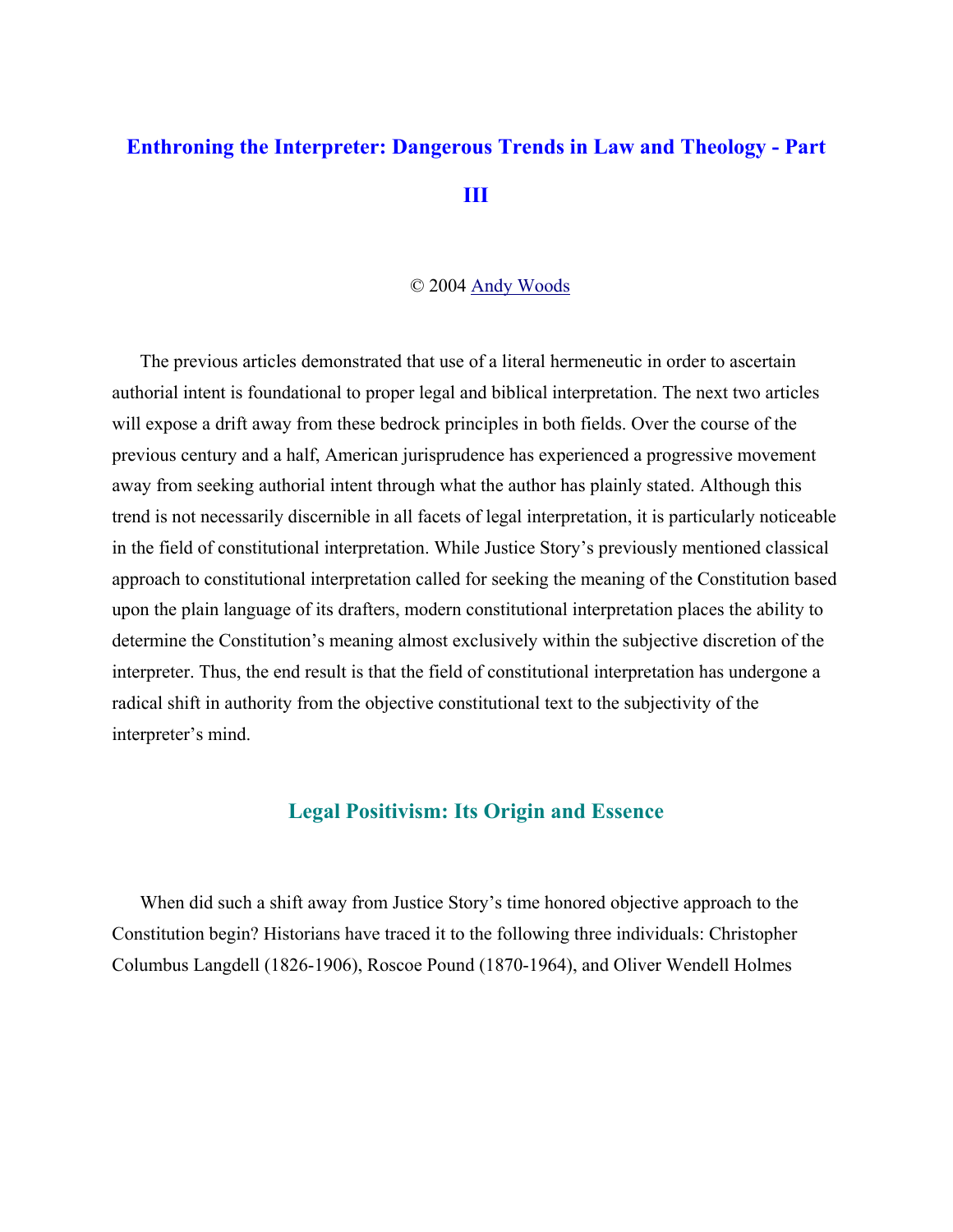# Enthroning the Interpreter: Dangerous Trends in Law and Theology - Part III

© 2004 Andy Woods

The previous articles demonstrated that use of a literal hermeneutic in order to ascertain authorial intent is foundational to proper legal and biblical interpretation. The next two articles will expose a drift away from these bedrock principles in both fields. Over the course of the previous century and a half, American jurisprudence has experienced a progressive movement away from seeking authorial intent through what the author has plainly stated. Although this trend is not necessarily discernible in all facets of legal interpretation, it is particularly noticeable in the field of constitutional interpretation. While Justice Story's previously mentioned classical approach to constitutional interpretation called for seeking the meaning of the Constitution based upon the plain language of its drafters, modern constitutional interpretation places the ability to determine the Constitution's meaning almost exclusively within the subjective discretion of the interpreter. Thus, the end result is that the field of constitutional interpretation has undergone a radical shift in authority from the objective constitutional text to the subjectivity of the interpreter's mind.

## Legal Positivism: Its Origin and Essence

When did such a shift away from Justice Story's time honored objective approach to the Constitution begin? Historians have traced it to the following three individuals: Christopher Columbus Langdell (1826-1906), Roscoe Pound (1870-1964), and Oliver Wendell Holmes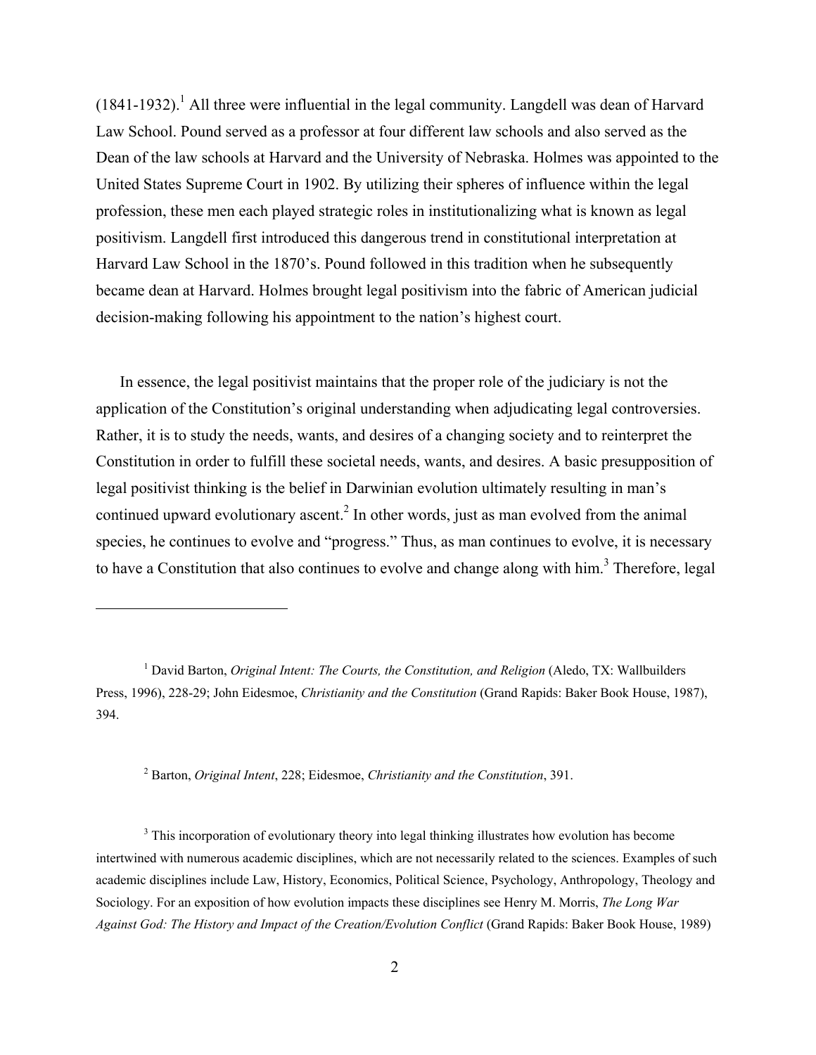(1841-1932).[1] All three were influential in the legal community. Langdell was dean of Harvard Law School. Pound served as a professor at four different law schools and also served as the Dean of the law schools at Harvard and the University of Nebraska. Holmes was appointed to the United States Supreme Court in 1902. By utilizing their spheres of influence within the legal profession, these men each played strategic roles in institutionalizing what is known as legal positivism. Langdell first introduced this dangerous trend in constitutional interpretation at Harvard Law School in the 1870's. Pound followed in this tradition when he subsequently became dean at Harvard. Holmes brought legal positivism into the fabric of American judicial decision-making following his appointment to the nation's highest court.

In essence, the legal positivist maintains that the proper role of the judiciary is not the application of the Constitution's original understanding when adjudicating legal controversies. Rather, it is to study the needs, wants, and desires of a changing society and to reinterpret the Constitution in order to fulfill these societal needs, wants, and desires. A basic presupposition of legal positivist thinking is the belief in Darwinian evolution ultimately resulting in man's continued upward evolutionary ascent.[2] In other words, just as man evolved from the animal species, he continues to evolve and "progress." Thus, as man continues to evolve, it is necessary to have a Constitution that also continues to evolve and change along with him.[3] Therefore, legal

---

[1] David Barton, *Original Intent: The Courts, the Constitution, and Religion* (Aledo, TX: Wallbuilders Press, 1996), 228-29; John Eidesmoe, *Christianity and the Constitution* (Grand Rapids: Baker Book House, 1987), 394.

[2] Barton, *Original Intent*, 228; Eidesmoe, *Christianity and the Constitution*, 391.

[3] This incorporation of evolutionary theory into legal thinking illustrates how evolution has become intertwined with numerous academic disciplines, which are not necessarily related to the sciences. Examples of such academic disciplines include Law, History, Economics, Political Science, Psychology, Anthropology, Theology and Sociology. For an exposition of how evolution impacts these disciplines see Henry M. Morris, *The Long War Against God: The History and Impact of the Creation/Evolution Conflict* (Grand Rapids: Baker Book House, 1989)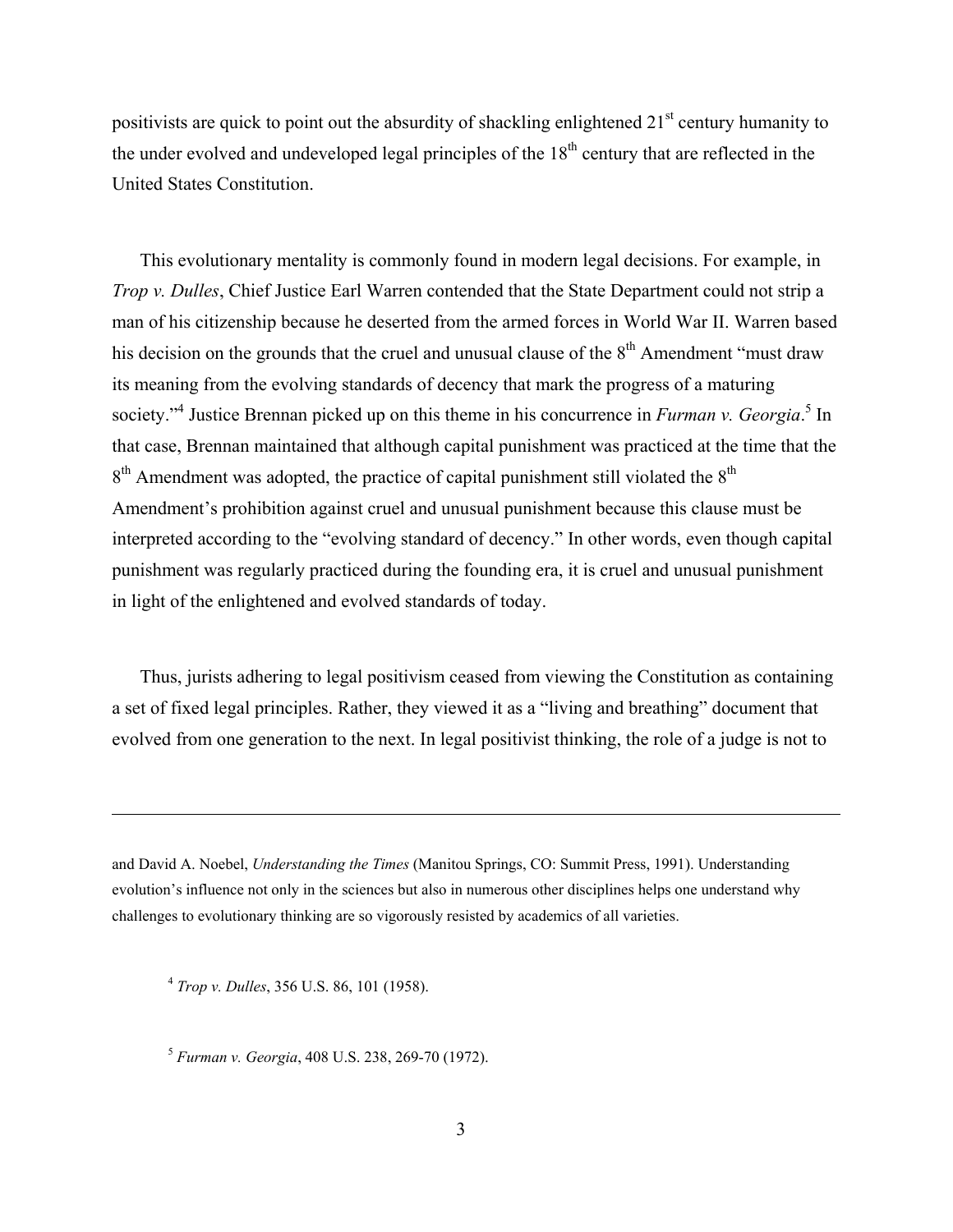positivists are quick to point out the absurdity of shackling enlightened 21st century humanity to the under evolved and undeveloped legal principles of the 18th century that are reflected in the United States Constitution.

This evolutionary mentality is commonly found in modern legal decisions. For example, in *Trop v. Dulles*, Chief Justice Earl Warren contended that the State Department could not strip a man of his citizenship because he deserted from the armed forces in World War II. Warren based his decision on the grounds that the cruel and unusual clause of the 8th Amendment "must draw its meaning from the evolving standards of decency that mark the progress of a maturing society."[4] Justice Brennan picked up on this theme in his concurrence in *Furman v. Georgia*.[5] In that case, Brennan maintained that although capital punishment was practiced at the time that the 8th Amendment was adopted, the practice of capital punishment still violated the 8th Amendment's prohibition against cruel and unusual punishment because this clause must be interpreted according to the "evolving standard of decency." In other words, even though capital punishment was regularly practiced during the founding era, it is cruel and unusual punishment in light of the enlightened and evolved standards of today.

Thus, jurists adhering to legal positivism ceased from viewing the Constitution as containing a set of fixed legal principles. Rather, they viewed it as a "living and breathing" document that evolved from one generation to the next. In legal positivist thinking, the role of a judge is not to

---

and David A. Noebel, *Understanding the Times* (Manitou Springs, CO: Summit Press, 1991). Understanding evolution's influence not only in the sciences but also in numerous other disciplines helps one understand why challenges to evolutionary thinking are so vigorously resisted by academics of all varieties.

[4] *Trop v. Dulles*, 356 U.S. 86, 101 (1958).

[5] *Furman v. Georgia*, 408 U.S. 238, 269-70 (1972).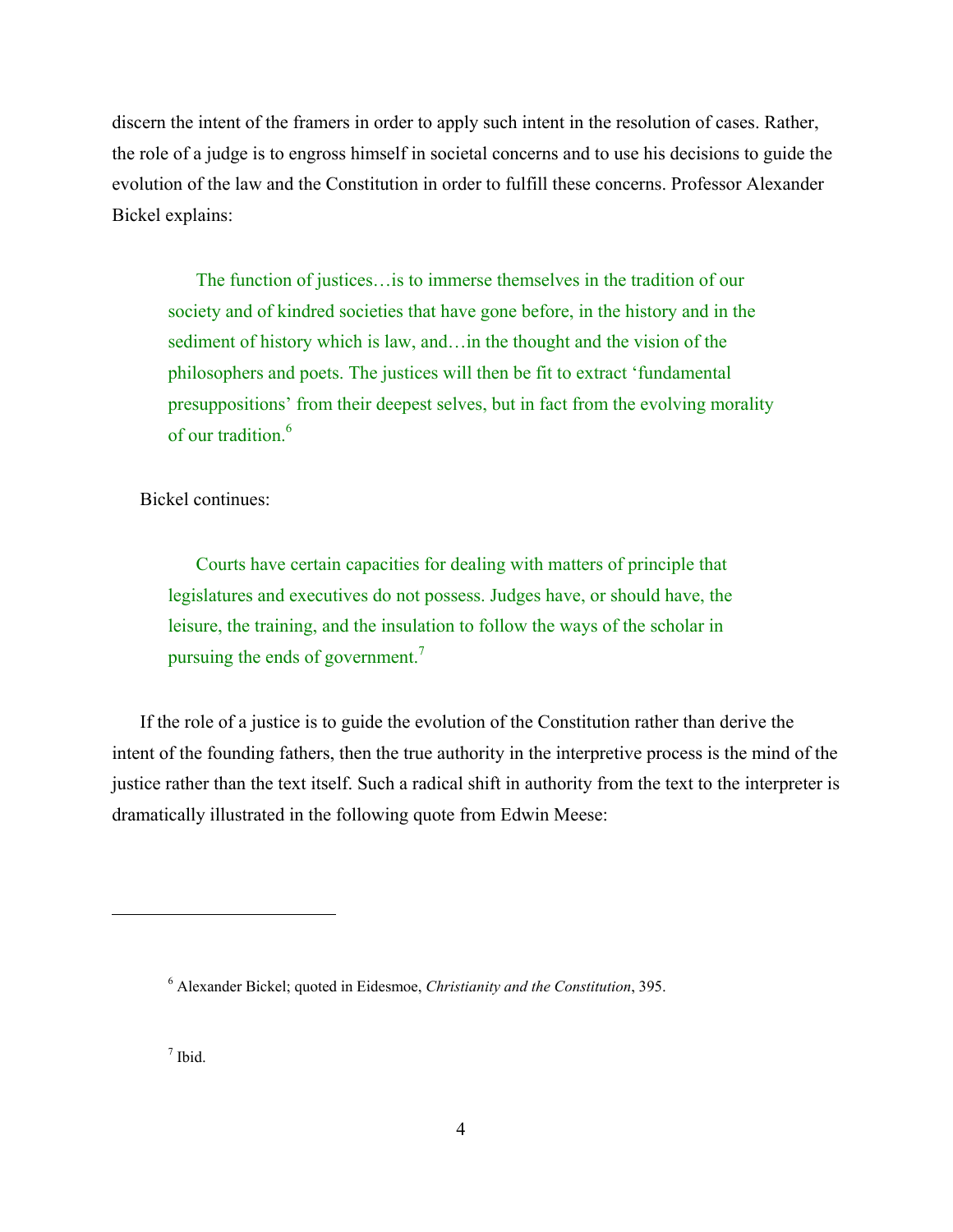discern the intent of the framers in order to apply such intent in the resolution of cases. Rather, the role of a judge is to engross himself in societal concerns and to use his decisions to guide the evolution of the law and the Constitution in order to fulfill these concerns. Professor Alexander Bickel explains:

> The function of justices…is to immerse themselves in the tradition of our society and of kindred societies that have gone before, in the history and in the sediment of history which is law, and…in the thought and the vision of the philosophers and poets. The justices will then be fit to extract 'fundamental presuppositions' from their deepest selves, but in fact from the evolving morality of our tradition.[6]

Bickel continues:

> Courts have certain capacities for dealing with matters of principle that legislatures and executives do not possess. Judges have, or should have, the leisure, the training, and the insulation to follow the ways of the scholar in pursuing the ends of government.[7]

If the role of a justice is to guide the evolution of the Constitution rather than derive the intent of the founding fathers, then the true authority in the interpretive process is the mind of the justice rather than the text itself. Such a radical shift in authority from the text to the interpreter is dramatically illustrated in the following quote from Edwin Meese:

---

[6] Alexander Bickel; quoted in Eidesmoe, *Christianity and the Constitution*, 395.

[7] Ibid.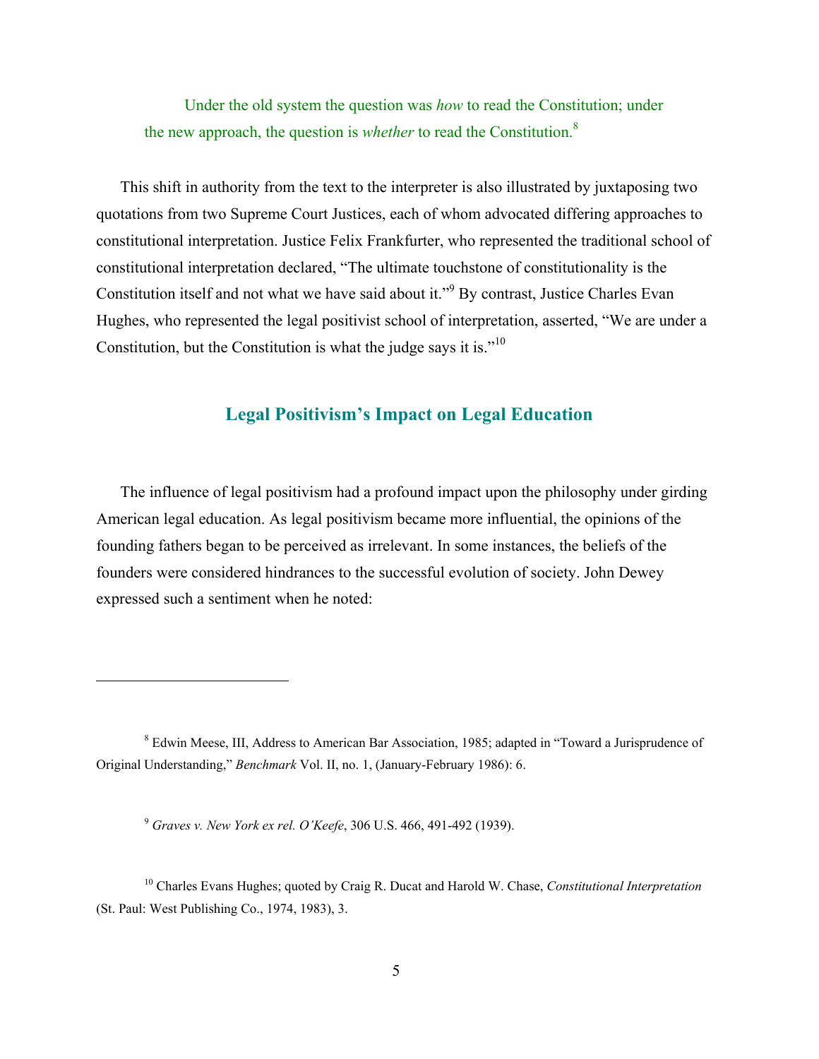> Under the old system the question was *how* to read the Constitution; under the new approach, the question is *whether* to read the Constitution.[8]

This shift in authority from the text to the interpreter is also illustrated by juxtaposing two quotations from two Supreme Court Justices, each of whom advocated differing approaches to constitutional interpretation. Justice Felix Frankfurter, who represented the traditional school of constitutional interpretation declared, "The ultimate touchstone of constitutionality is the Constitution itself and not what we have said about it."[9] By contrast, Justice Charles Evan Hughes, who represented the legal positivist school of interpretation, asserted, "We are under a Constitution, but the Constitution is what the judge says it is."[10]

## Legal Positivism's Impact on Legal Education

The influence of legal positivism had a profound impact upon the philosophy under girding American legal education. As legal positivism became more influential, the opinions of the founding fathers began to be perceived as irrelevant. In some instances, the beliefs of the founders were considered hindrances to the successful evolution of society. John Dewey expressed such a sentiment when he noted:

---

[8] Edwin Meese, III, Address to American Bar Association, 1985; adapted in "Toward a Jurisprudence of Original Understanding," *Benchmark* Vol. II, no. 1, (January-February 1986): 6.

[9] *Graves v. New York ex rel. O'Keefe*, 306 U.S. 466, 491-492 (1939).

[10] Charles Evans Hughes; quoted by Craig R. Ducat and Harold W. Chase, *Constitutional Interpretation* (St. Paul: West Publishing Co., 1974, 1983), 3.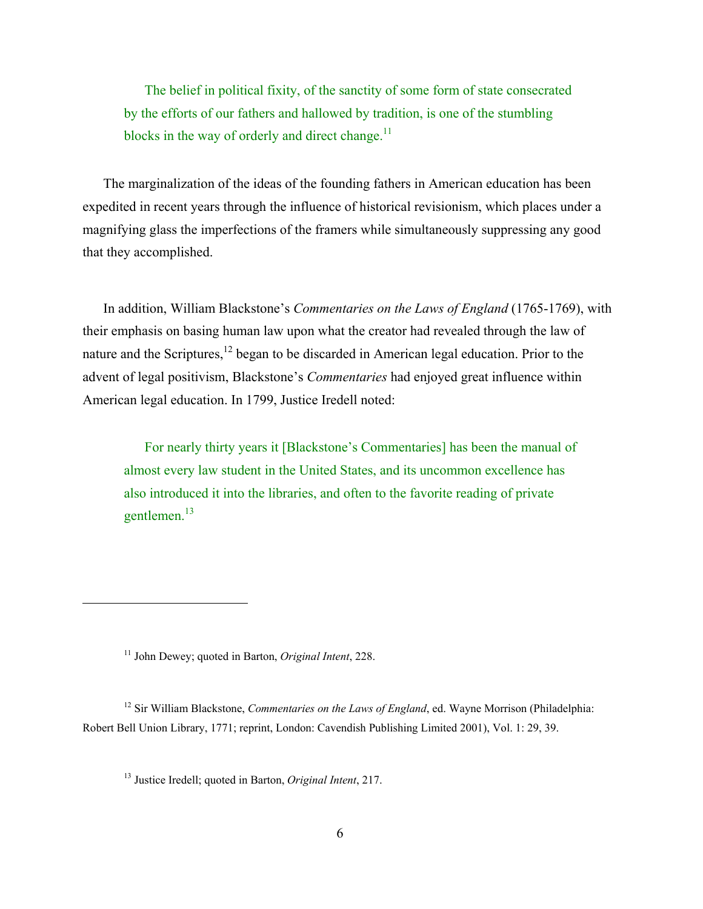> The belief in political fixity, of the sanctity of some form of state consecrated by the efforts of our fathers and hallowed by tradition, is one of the stumbling blocks in the way of orderly and direct change.[11]

The marginalization of the ideas of the founding fathers in American education has been expedited in recent years through the influence of historical revisionism, which places under a magnifying glass the imperfections of the framers while simultaneously suppressing any good that they accomplished.

In addition, William Blackstone's *Commentaries on the Laws of England* (1765-1769), with their emphasis on basing human law upon what the creator had revealed through the law of nature and the Scriptures,[12] began to be discarded in American legal education. Prior to the advent of legal positivism, Blackstone's *Commentaries* had enjoyed great influence within American legal education. In 1799, Justice Iredell noted:

> For nearly thirty years it [Blackstone's Commentaries] has been the manual of almost every law student in the United States, and its uncommon excellence has also introduced it into the libraries, and often to the favorite reading of private gentlemen.[13]

---

[11] John Dewey; quoted in Barton, *Original Intent*, 228.

[12] Sir William Blackstone, *Commentaries on the Laws of England*, ed. Wayne Morrison (Philadelphia: Robert Bell Union Library, 1771; reprint, London: Cavendish Publishing Limited 2001), Vol. 1: 29, 39.

[13] Justice Iredell; quoted in Barton, *Original Intent*, 217.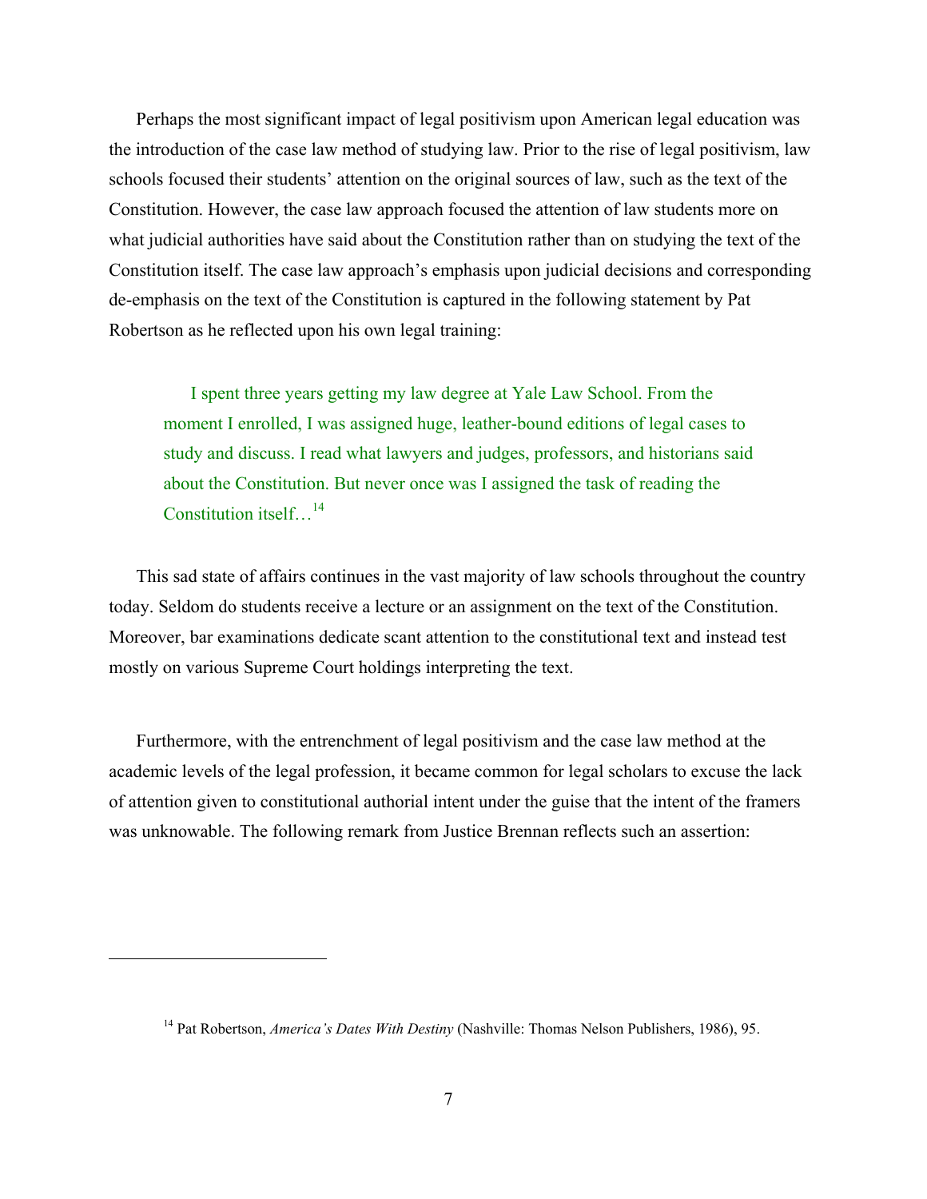Perhaps the most significant impact of legal positivism upon American legal education was the introduction of the case law method of studying law. Prior to the rise of legal positivism, law schools focused their students' attention on the original sources of law, such as the text of the Constitution. However, the case law approach focused the attention of law students more on what judicial authorities have said about the Constitution rather than on studying the text of the Constitution itself. The case law approach's emphasis upon judicial decisions and corresponding de-emphasis on the text of the Constitution is captured in the following statement by Pat Robertson as he reflected upon his own legal training:

> I spent three years getting my law degree at Yale Law School. From the moment I enrolled, I was assigned huge, leather-bound editions of legal cases to study and discuss. I read what lawyers and judges, professors, and historians said about the Constitution. But never once was I assigned the task of reading the Constitution itself…[14]

This sad state of affairs continues in the vast majority of law schools throughout the country today. Seldom do students receive a lecture or an assignment on the text of the Constitution. Moreover, bar examinations dedicate scant attention to the constitutional text and instead test mostly on various Supreme Court holdings interpreting the text.

Furthermore, with the entrenchment of legal positivism and the case law method at the academic levels of the legal profession, it became common for legal scholars to excuse the lack of attention given to constitutional authorial intent under the guise that the intent of the framers was unknowable. The following remark from Justice Brennan reflects such an assertion:

---

[14] Pat Robertson, *America's Dates With Destiny* (Nashville: Thomas Nelson Publishers, 1986), 95.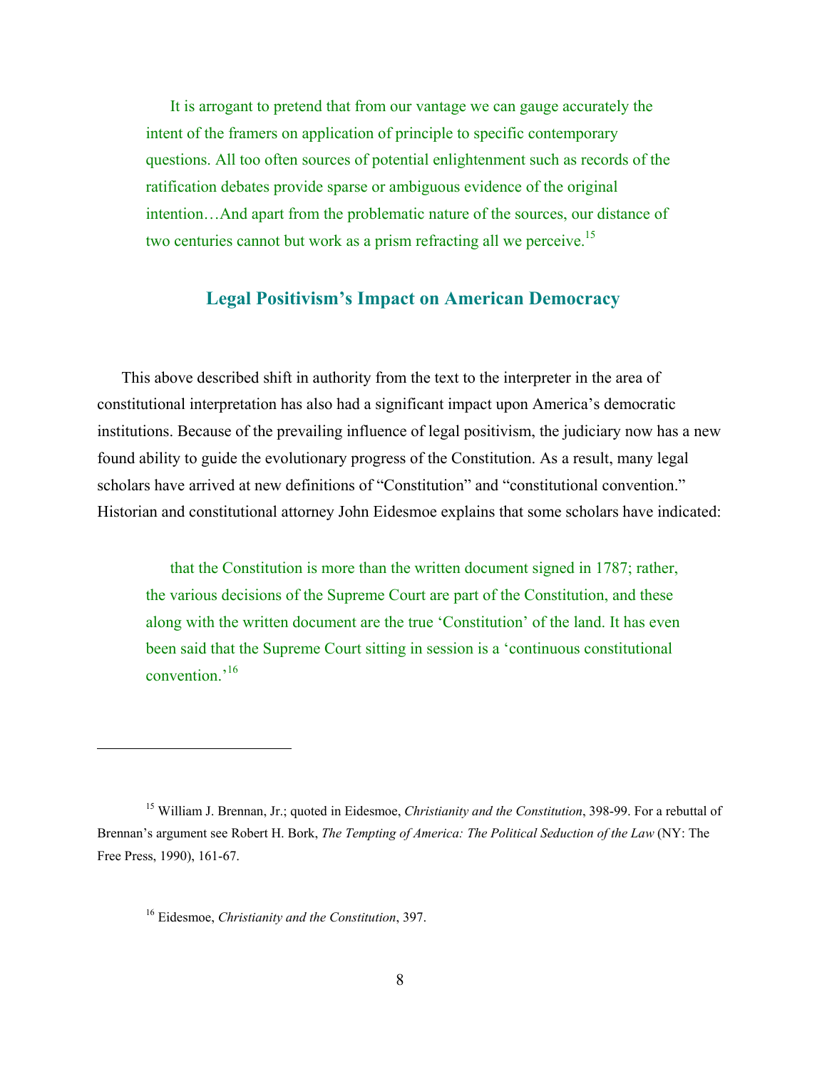> It is arrogant to pretend that from our vantage we can gauge accurately the intent of the framers on application of principle to specific contemporary questions. All too often sources of potential enlightenment such as records of the ratification debates provide sparse or ambiguous evidence of the original intention…And apart from the problematic nature of the sources, our distance of two centuries cannot but work as a prism refracting all we perceive.[15]

## Legal Positivism's Impact on American Democracy

This above described shift in authority from the text to the interpreter in the area of constitutional interpretation has also had a significant impact upon America's democratic institutions. Because of the prevailing influence of legal positivism, the judiciary now has a new found ability to guide the evolutionary progress of the Constitution. As a result, many legal scholars have arrived at new definitions of "Constitution" and "constitutional convention." Historian and constitutional attorney John Eidesmoe explains that some scholars have indicated:

> that the Constitution is more than the written document signed in 1787; rather, the various decisions of the Supreme Court are part of the Constitution, and these along with the written document are the true 'Constitution' of the land. It has even been said that the Supreme Court sitting in session is a 'continuous constitutional convention.'[16]

---

[15] William J. Brennan, Jr.; quoted in Eidesmoe, *Christianity and the Constitution*, 398-99. For a rebuttal of Brennan's argument see Robert H. Bork, *The Tempting of America: The Political Seduction of the Law* (NY: The Free Press, 1990), 161-67.

[16] Eidesmoe, *Christianity and the Constitution*, 397.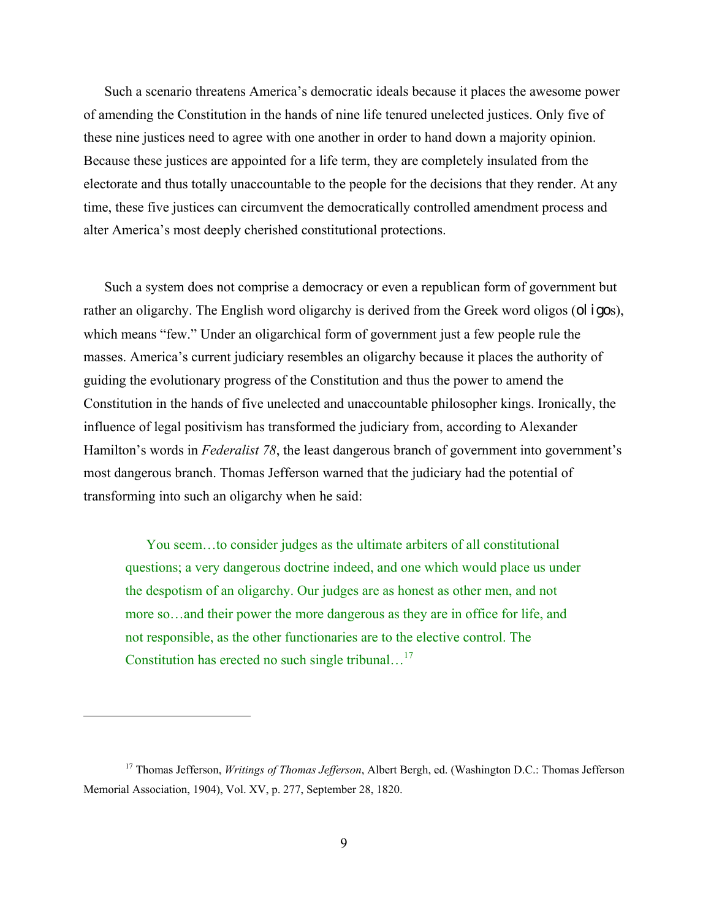Such a scenario threatens America's democratic ideals because it places the awesome power of amending the Constitution in the hands of nine life tenured unelected justices. Only five of these nine justices need to agree with one another in order to hand down a majority opinion. Because these justices are appointed for a life term, they are completely insulated from the electorate and thus totally unaccountable to the people for the decisions that they render. At any time, these five justices can circumvent the democratically controlled amendment process and alter America's most deeply cherished constitutional protections.

Such a system does not comprise a democracy or even a republican form of government but rather an oligarchy. The English word oligarchy is derived from the Greek word oligos (ol igos), which means "few." Under an oligarchical form of government just a few people rule the masses. America's current judiciary resembles an oligarchy because it places the authority of guiding the evolutionary progress of the Constitution and thus the power to amend the Constitution in the hands of five unelected and unaccountable philosopher kings. Ironically, the influence of legal positivism has transformed the judiciary from, according to Alexander Hamilton's words in *Federalist 78*, the least dangerous branch of government into government's most dangerous branch. Thomas Jefferson warned that the judiciary had the potential of transforming into such an oligarchy when he said:

> You seem…to consider judges as the ultimate arbiters of all constitutional questions; a very dangerous doctrine indeed, and one which would place us under the despotism of an oligarchy. Our judges are as honest as other men, and not more so…and their power the more dangerous as they are in office for life, and not responsible, as the other functionaries are to the elective control. The Constitution has erected no such single tribunal…[17]

---

[17] Thomas Jefferson, *Writings of Thomas Jefferson*, Albert Bergh, ed. (Washington D.C.: Thomas Jefferson Memorial Association, 1904), Vol. XV, p. 277, September 28, 1820.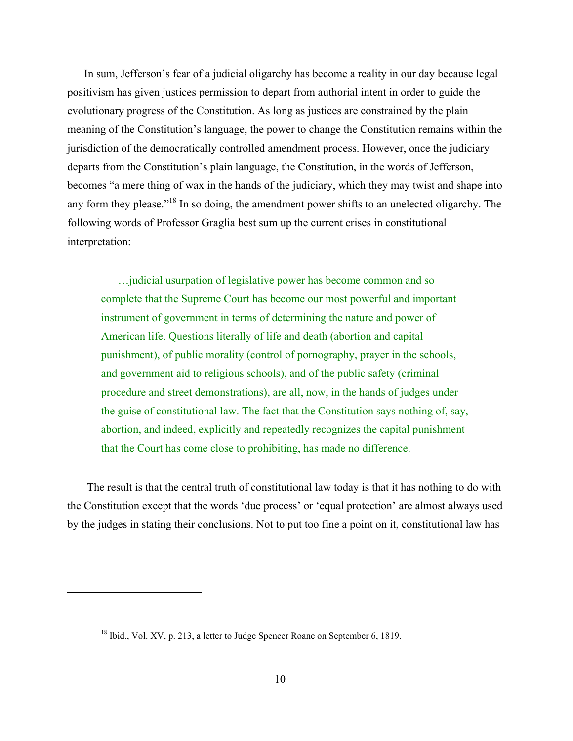In sum, Jefferson's fear of a judicial oligarchy has become a reality in our day because legal positivism has given justices permission to depart from authorial intent in order to guide the evolutionary progress of the Constitution. As long as justices are constrained by the plain meaning of the Constitution's language, the power to change the Constitution remains within the jurisdiction of the democratically controlled amendment process. However, once the judiciary departs from the Constitution's plain language, the Constitution, in the words of Jefferson, becomes "a mere thing of wax in the hands of the judiciary, which they may twist and shape into any form they please."[18] In so doing, the amendment power shifts to an unelected oligarchy. The following words of Professor Graglia best sum up the current crises in constitutional interpretation:

> …judicial usurpation of legislative power has become common and so complete that the Supreme Court has become our most powerful and important instrument of government in terms of determining the nature and power of American life. Questions literally of life and death (abortion and capital punishment), of public morality (control of pornography, prayer in the schools, and government aid to religious schools), and of the public safety (criminal procedure and street demonstrations), are all, now, in the hands of judges under the guise of constitutional law. The fact that the Constitution says nothing of, say, abortion, and indeed, explicitly and repeatedly recognizes the capital punishment that the Court has come close to prohibiting, has made no difference.

The result is that the central truth of constitutional law today is that it has nothing to do with the Constitution except that the words 'due process' or 'equal protection' are almost always used by the judges in stating their conclusions. Not to put too fine a point on it, constitutional law has

---

[18] Ibid., Vol. XV, p. 213, a letter to Judge Spencer Roane on September 6, 1819.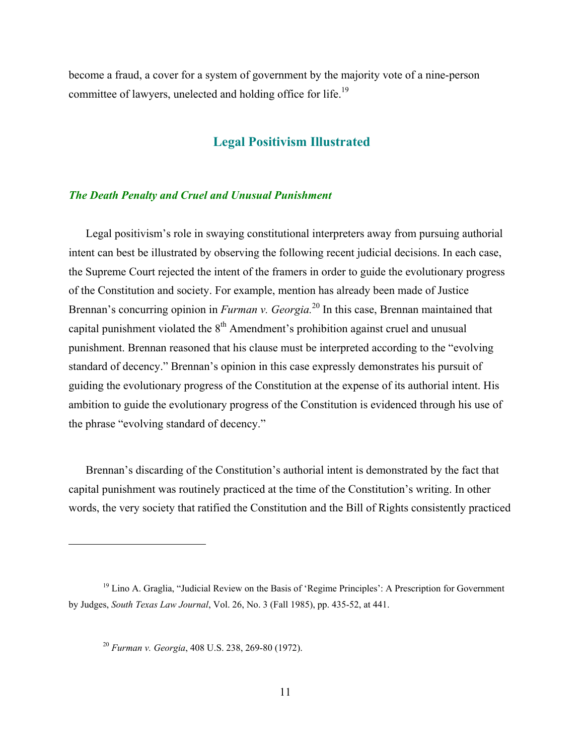become a fraud, a cover for a system of government by the majority vote of a nine-person committee of lawyers, unelected and holding office for life.[19]

## Legal Positivism Illustrated

### *The Death Penalty and Cruel and Unusual Punishment*

Legal positivism's role in swaying constitutional interpreters away from pursuing authorial intent can best be illustrated by observing the following recent judicial decisions. In each case, the Supreme Court rejected the intent of the framers in order to guide the evolutionary progress of the Constitution and society. For example, mention has already been made of Justice Brennan's concurring opinion in *Furman v. Georgia.*[20] In this case, Brennan maintained that capital punishment violated the 8th Amendment's prohibition against cruel and unusual punishment. Brennan reasoned that his clause must be interpreted according to the "evolving standard of decency." Brennan's opinion in this case expressly demonstrates his pursuit of guiding the evolutionary progress of the Constitution at the expense of its authorial intent. His ambition to guide the evolutionary progress of the Constitution is evidenced through his use of the phrase "evolving standard of decency."

Brennan's discarding of the Constitution's authorial intent is demonstrated by the fact that capital punishment was routinely practiced at the time of the Constitution's writing. In other words, the very society that ratified the Constitution and the Bill of Rights consistently practiced

---

[19] Lino A. Graglia, "Judicial Review on the Basis of 'Regime Principles': A Prescription for Government by Judges, *South Texas Law Journal*, Vol. 26, No. 3 (Fall 1985), pp. 435-52, at 441.

[20] *Furman v. Georgia*, 408 U.S. 238, 269-80 (1972).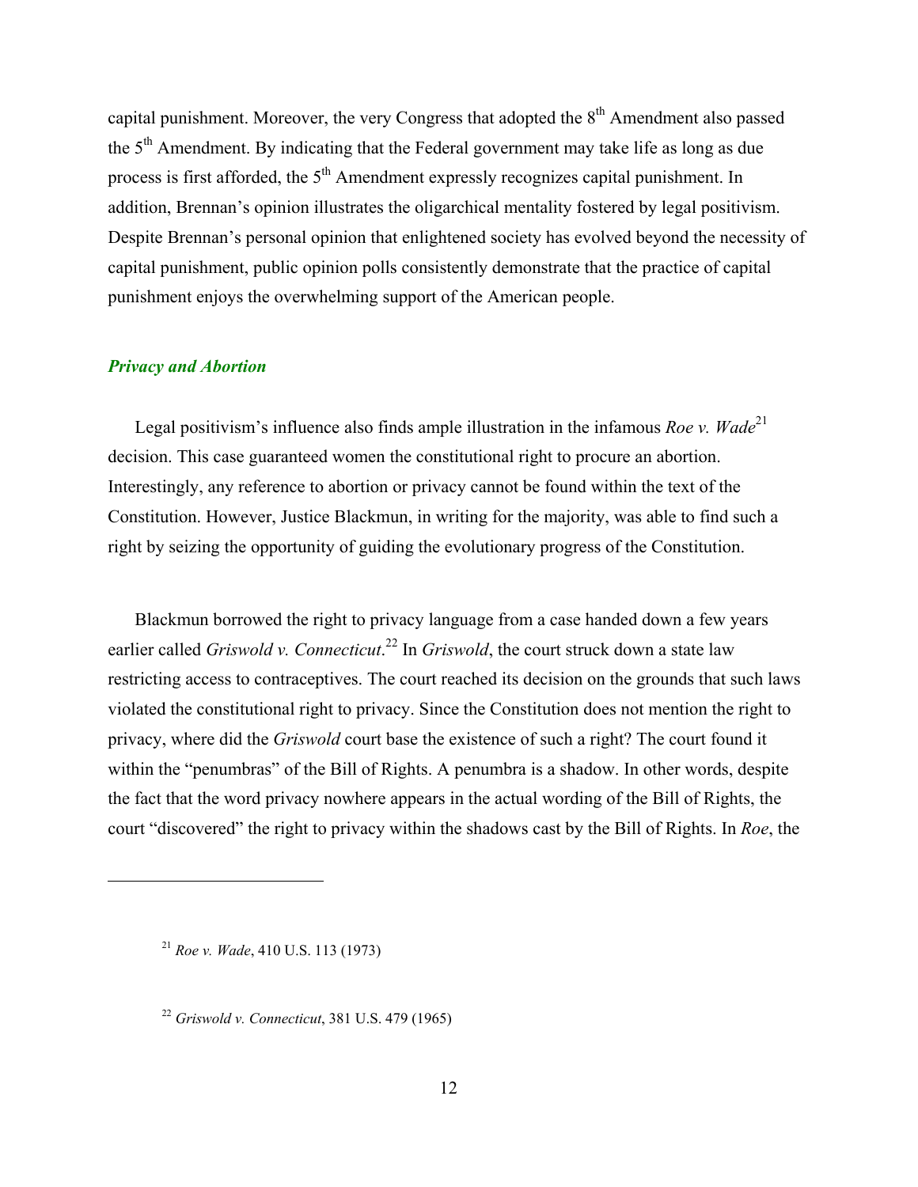capital punishment. Moreover, the very Congress that adopted the 8th Amendment also passed the 5th Amendment. By indicating that the Federal government may take life as long as due process is first afforded, the 5th Amendment expressly recognizes capital punishment. In addition, Brennan's opinion illustrates the oligarchical mentality fostered by legal positivism. Despite Brennan's personal opinion that enlightened society has evolved beyond the necessity of capital punishment, public opinion polls consistently demonstrate that the practice of capital punishment enjoys the overwhelming support of the American people.

### *Privacy and Abortion*

Legal positivism's influence also finds ample illustration in the infamous *Roe v. Wade*[21] decision. This case guaranteed women the constitutional right to procure an abortion. Interestingly, any reference to abortion or privacy cannot be found within the text of the Constitution. However, Justice Blackmun, in writing for the majority, was able to find such a right by seizing the opportunity of guiding the evolutionary progress of the Constitution.

Blackmun borrowed the right to privacy language from a case handed down a few years earlier called *Griswold v. Connecticut*.[22] In *Griswold*, the court struck down a state law restricting access to contraceptives. The court reached its decision on the grounds that such laws violated the constitutional right to privacy. Since the Constitution does not mention the right to privacy, where did the *Griswold* court base the existence of such a right? The court found it within the "penumbras" of the Bill of Rights. A penumbra is a shadow. In other words, despite the fact that the word privacy nowhere appears in the actual wording of the Bill of Rights, the court "discovered" the right to privacy within the shadows cast by the Bill of Rights. In *Roe*, the

---

[21] *Roe v. Wade*, 410 U.S. 113 (1973)

[22] *Griswold v. Connecticut*, 381 U.S. 479 (1965)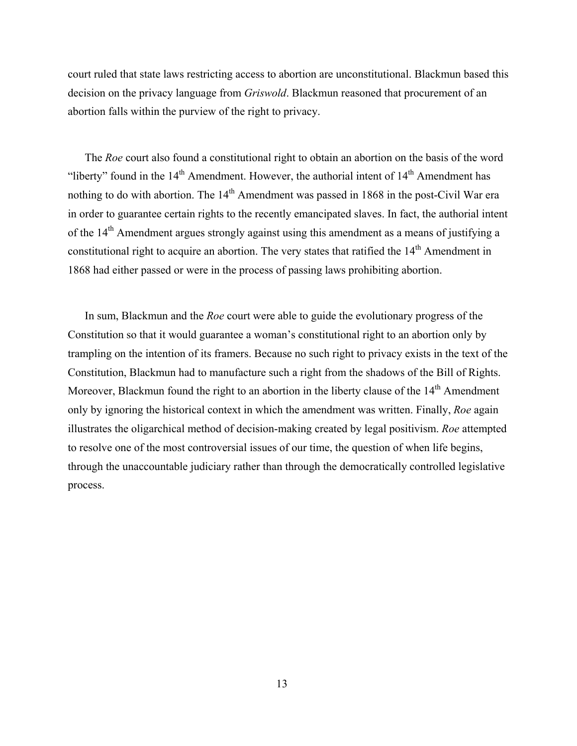court ruled that state laws restricting access to abortion are unconstitutional. Blackmun based this decision on the privacy language from *Griswold*. Blackmun reasoned that procurement of an abortion falls within the purview of the right to privacy.

The *Roe* court also found a constitutional right to obtain an abortion on the basis of the word "liberty" found in the 14th Amendment. However, the authorial intent of 14th Amendment has nothing to do with abortion. The 14th Amendment was passed in 1868 in the post-Civil War era in order to guarantee certain rights to the recently emancipated slaves. In fact, the authorial intent of the 14th Amendment argues strongly against using this amendment as a means of justifying a constitutional right to acquire an abortion. The very states that ratified the 14th Amendment in 1868 had either passed or were in the process of passing laws prohibiting abortion.

In sum, Blackmun and the *Roe* court were able to guide the evolutionary progress of the Constitution so that it would guarantee a woman's constitutional right to an abortion only by trampling on the intention of its framers. Because no such right to privacy exists in the text of the Constitution, Blackmun had to manufacture such a right from the shadows of the Bill of Rights. Moreover, Blackmun found the right to an abortion in the liberty clause of the 14th Amendment only by ignoring the historical context in which the amendment was written. Finally, *Roe* again illustrates the oligarchical method of decision-making created by legal positivism. *Roe* attempted to resolve one of the most controversial issues of our time, the question of when life begins, through the unaccountable judiciary rather than through the democratically controlled legislative process.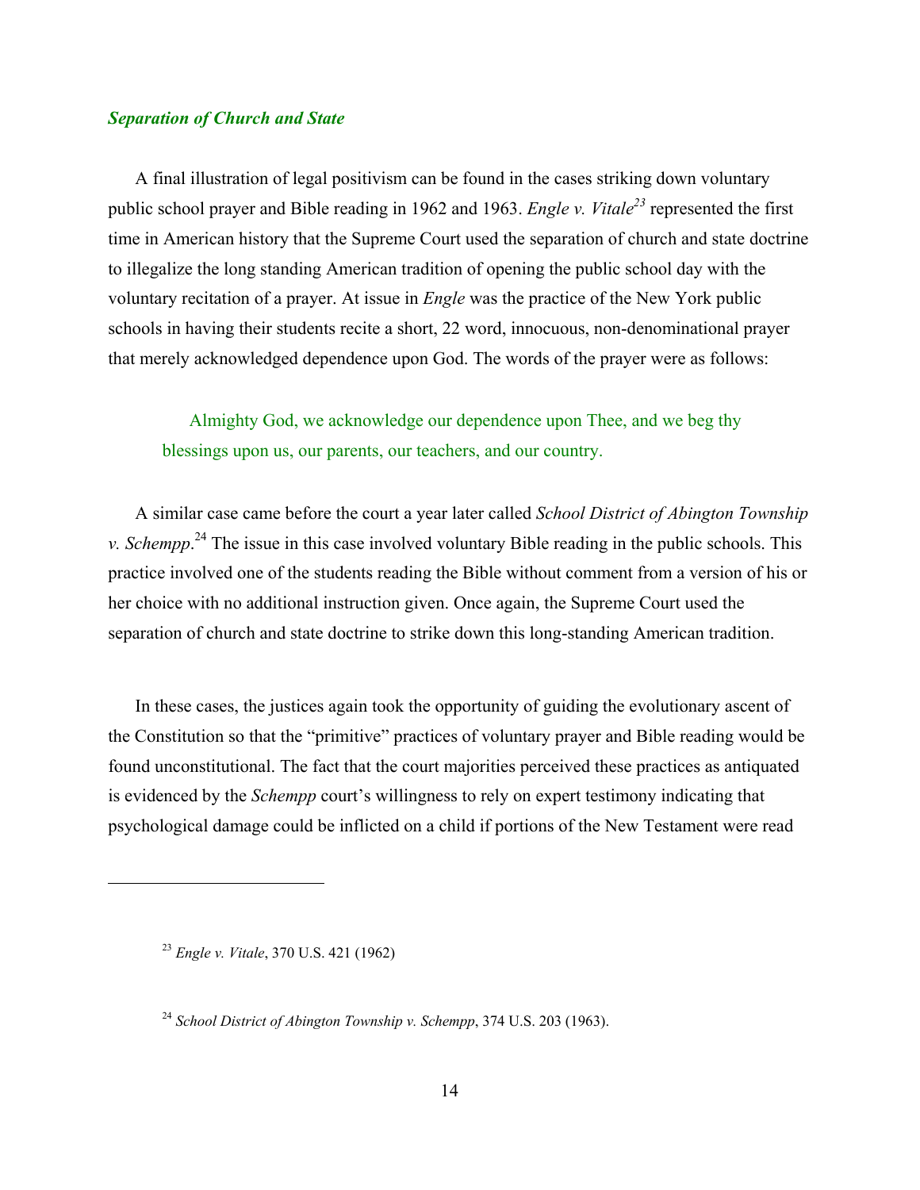### *Separation of Church and State*

A final illustration of legal positivism can be found in the cases striking down voluntary public school prayer and Bible reading in 1962 and 1963. *Engle v. Vitale*[23] represented the first time in American history that the Supreme Court used the separation of church and state doctrine to illegalize the long standing American tradition of opening the public school day with the voluntary recitation of a prayer. At issue in *Engle* was the practice of the New York public schools in having their students recite a short, 22 word, innocuous, non-denominational prayer that merely acknowledged dependence upon God. The words of the prayer were as follows:

> Almighty God, we acknowledge our dependence upon Thee, and we beg thy blessings upon us, our parents, our teachers, and our country.

A similar case came before the court a year later called *School District of Abington Township v. Schempp*.[24] The issue in this case involved voluntary Bible reading in the public schools. This practice involved one of the students reading the Bible without comment from a version of his or her choice with no additional instruction given. Once again, the Supreme Court used the separation of church and state doctrine to strike down this long-standing American tradition.

In these cases, the justices again took the opportunity of guiding the evolutionary ascent of the Constitution so that the "primitive" practices of voluntary prayer and Bible reading would be found unconstitutional. The fact that the court majorities perceived these practices as antiquated is evidenced by the *Schempp* court's willingness to rely on expert testimony indicating that psychological damage could be inflicted on a child if portions of the New Testament were read

---

[23] *Engle v. Vitale*, 370 U.S. 421 (1962)

[24] *School District of Abington Township v. Schempp*, 374 U.S. 203 (1963).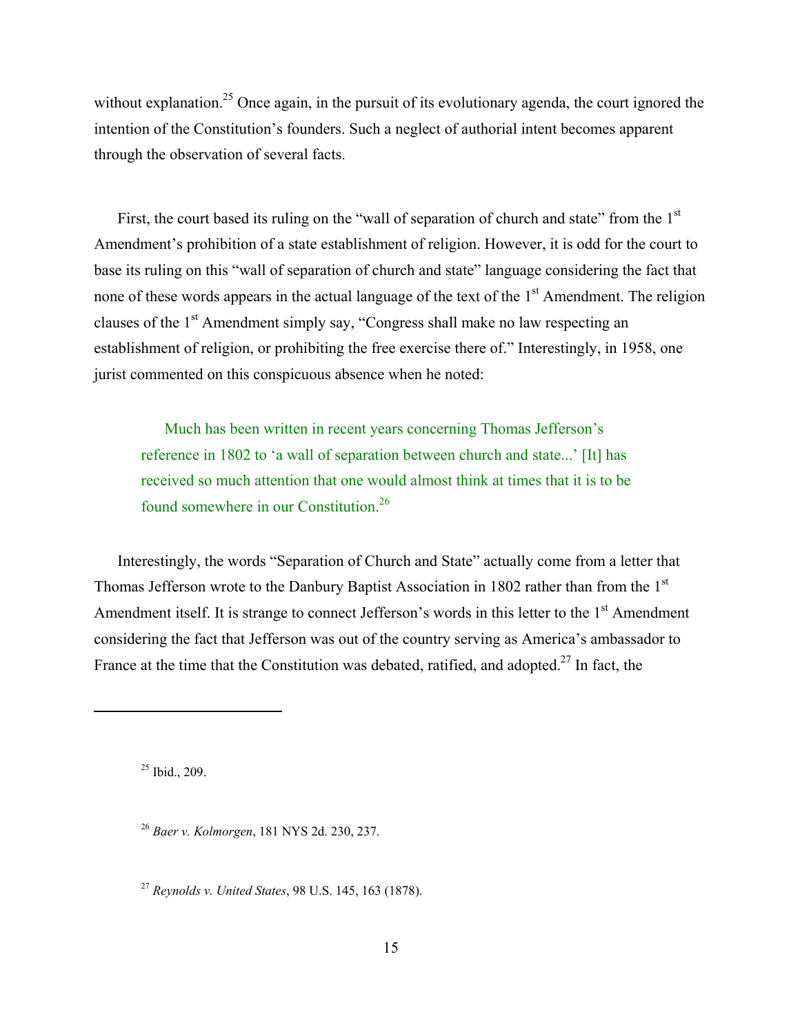without explanation.[25] Once again, in the pursuit of its evolutionary agenda, the court ignored the intention of the Constitution's founders. Such a neglect of authorial intent becomes apparent through the observation of several facts.

First, the court based its ruling on the "wall of separation of church and state" from the 1st Amendment's prohibition of a state establishment of religion. However, it is odd for the court to base its ruling on this "wall of separation of church and state" language considering the fact that none of these words appears in the actual language of the text of the 1st Amendment. The religion clauses of the 1st Amendment simply say, "Congress shall make no law respecting an establishment of religion, or prohibiting the free exercise there of." Interestingly, in 1958, one jurist commented on this conspicuous absence when he noted:

> Much has been written in recent years concerning Thomas Jefferson's reference in 1802 to 'a wall of separation between church and state...' [It] has received so much attention that one would almost think at times that it is to be found somewhere in our Constitution.[26]

Interestingly, the words "Separation of Church and State" actually come from a letter that Thomas Jefferson wrote to the Danbury Baptist Association in 1802 rather than from the 1st Amendment itself. It is strange to connect Jefferson's words in this letter to the 1st Amendment considering the fact that Jefferson was out of the country serving as America's ambassador to France at the time that the Constitution was debated, ratified, and adopted.[27] In fact, the

---

[25] Ibid., 209.

[26] *Baer v. Kolmorgen*, 181 NYS 2d. 230, 237.

[27] *Reynolds v. United States*, 98 U.S. 145, 163 (1878).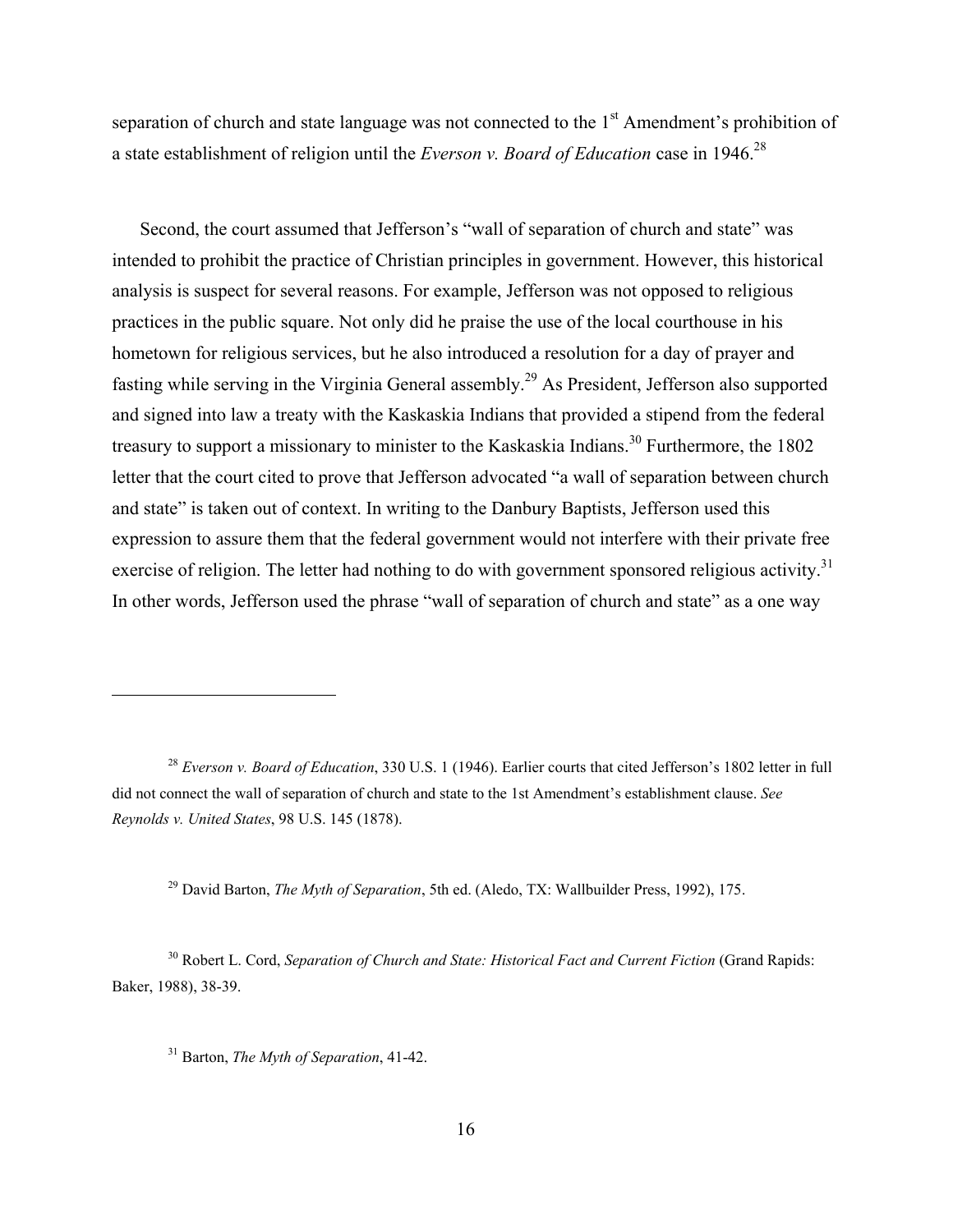separation of church and state language was not connected to the 1st Amendment's prohibition of a state establishment of religion until the *Everson v. Board of Education* case in 1946.[28]

Second, the court assumed that Jefferson's "wall of separation of church and state" was intended to prohibit the practice of Christian principles in government. However, this historical analysis is suspect for several reasons. For example, Jefferson was not opposed to religious practices in the public square. Not only did he praise the use of the local courthouse in his hometown for religious services, but he also introduced a resolution for a day of prayer and fasting while serving in the Virginia General assembly.[29] As President, Jefferson also supported and signed into law a treaty with the Kaskaskia Indians that provided a stipend from the federal treasury to support a missionary to minister to the Kaskaskia Indians.[30] Furthermore, the 1802 letter that the court cited to prove that Jefferson advocated "a wall of separation between church and state" is taken out of context. In writing to the Danbury Baptists, Jefferson used this expression to assure them that the federal government would not interfere with their private free exercise of religion. The letter had nothing to do with government sponsored religious activity.[31] In other words, Jefferson used the phrase "wall of separation of church and state" as a one way

---

[28] *Everson v. Board of Education*, 330 U.S. 1 (1946). Earlier courts that cited Jefferson's 1802 letter in full did not connect the wall of separation of church and state to the 1st Amendment's establishment clause. *See Reynolds v. United States*, 98 U.S. 145 (1878).

[29] David Barton, *The Myth of Separation*, 5th ed. (Aledo, TX: Wallbuilder Press, 1992), 175.

[30] Robert L. Cord, *Separation of Church and State: Historical Fact and Current Fiction* (Grand Rapids: Baker, 1988), 38-39.

[31] Barton, *The Myth of Separation*, 41-42.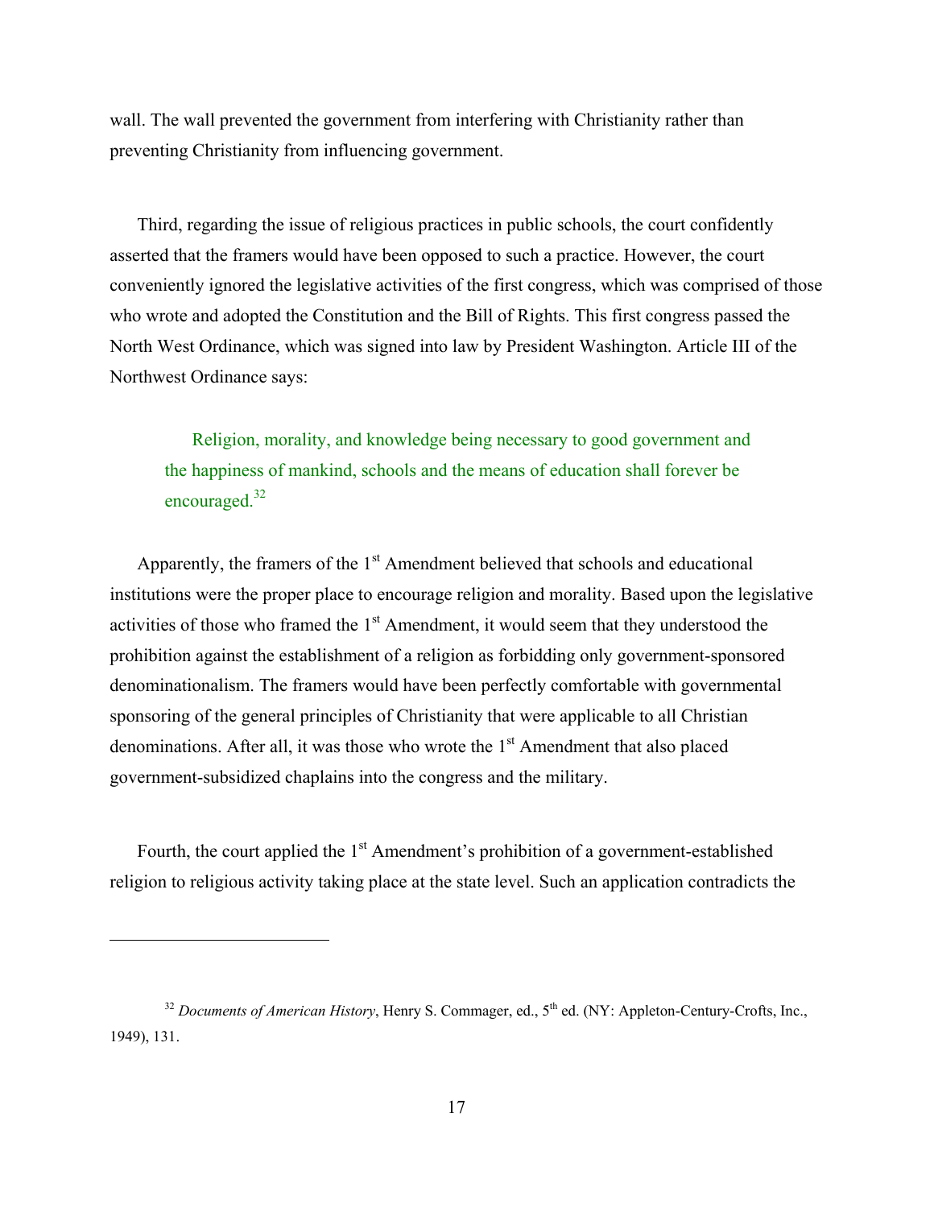wall. The wall prevented the government from interfering with Christianity rather than preventing Christianity from influencing government.

Third, regarding the issue of religious practices in public schools, the court confidently asserted that the framers would have been opposed to such a practice. However, the court conveniently ignored the legislative activities of the first congress, which was comprised of those who wrote and adopted the Constitution and the Bill of Rights. This first congress passed the North West Ordinance, which was signed into law by President Washington. Article III of the Northwest Ordinance says:

> Religion, morality, and knowledge being necessary to good government and the happiness of mankind, schools and the means of education shall forever be encouraged.[32]

Apparently, the framers of the 1st Amendment believed that schools and educational institutions were the proper place to encourage religion and morality. Based upon the legislative activities of those who framed the 1st Amendment, it would seem that they understood the prohibition against the establishment of a religion as forbidding only government-sponsored denominationalism. The framers would have been perfectly comfortable with governmental sponsoring of the general principles of Christianity that were applicable to all Christian denominations. After all, it was those who wrote the 1st Amendment that also placed government-subsidized chaplains into the congress and the military.

Fourth, the court applied the 1st Amendment's prohibition of a government-established religion to religious activity taking place at the state level. Such an application contradicts the

---

[32] *Documents of American History*, Henry S. Commager, ed., 5th ed. (NY: Appleton-Century-Crofts, Inc., 1949), 131.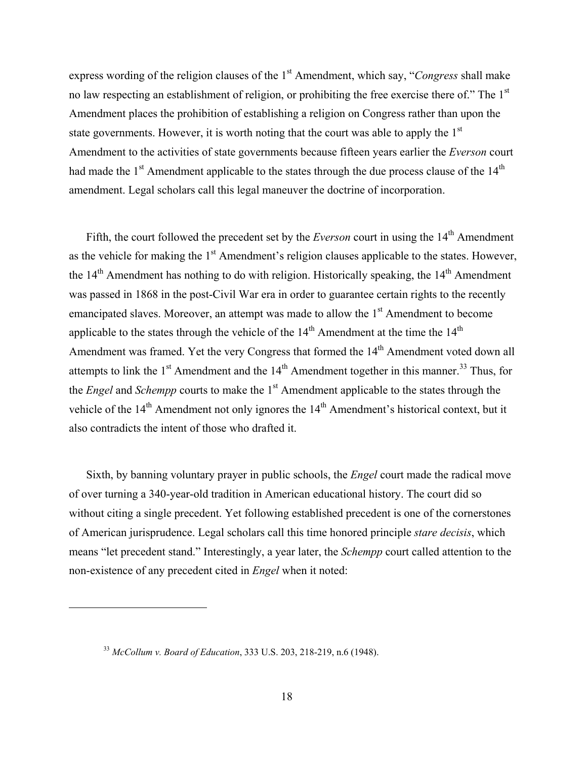express wording of the religion clauses of the 1st Amendment, which say, "*Congress* shall make no law respecting an establishment of religion, or prohibiting the free exercise there of." The 1st Amendment places the prohibition of establishing a religion on Congress rather than upon the state governments. However, it is worth noting that the court was able to apply the 1st Amendment to the activities of state governments because fifteen years earlier the *Everson* court had made the 1st Amendment applicable to the states through the due process clause of the 14th amendment. Legal scholars call this legal maneuver the doctrine of incorporation.

Fifth, the court followed the precedent set by the *Everson* court in using the 14th Amendment as the vehicle for making the 1st Amendment's religion clauses applicable to the states. However, the 14th Amendment has nothing to do with religion. Historically speaking, the 14th Amendment was passed in 1868 in the post-Civil War era in order to guarantee certain rights to the recently emancipated slaves. Moreover, an attempt was made to allow the 1st Amendment to become applicable to the states through the vehicle of the 14th Amendment at the time the 14th Amendment was framed. Yet the very Congress that formed the 14th Amendment voted down all attempts to link the 1st Amendment and the 14th Amendment together in this manner.[33] Thus, for the *Engel* and *Schempp* courts to make the 1st Amendment applicable to the states through the vehicle of the 14th Amendment not only ignores the 14th Amendment's historical context, but it also contradicts the intent of those who drafted it.

Sixth, by banning voluntary prayer in public schools, the *Engel* court made the radical move of over turning a 340-year-old tradition in American educational history. The court did so without citing a single precedent. Yet following established precedent is one of the cornerstones of American jurisprudence. Legal scholars call this time honored principle *stare decisis*, which means "let precedent stand." Interestingly, a year later, the *Schempp* court called attention to the non-existence of any precedent cited in *Engel* when it noted:

---

[33] *McCollum v. Board of Education*, 333 U.S. 203, 218-219, n.6 (1948).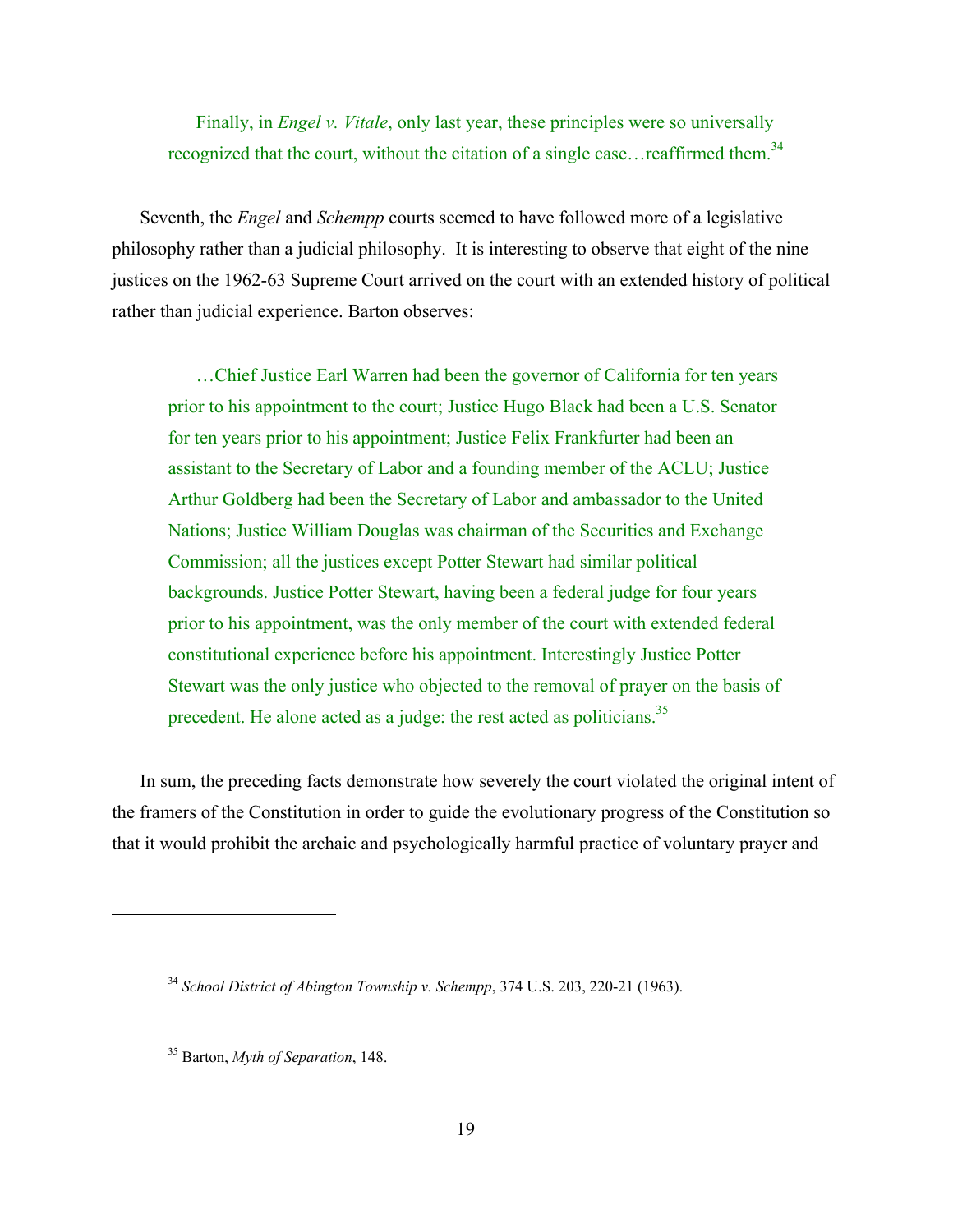> Finally, in *Engel v. Vitale*, only last year, these principles were so universally recognized that the court, without the citation of a single case…reaffirmed them.[34]

Seventh, the *Engel* and *Schempp* courts seemed to have followed more of a legislative philosophy rather than a judicial philosophy. It is interesting to observe that eight of the nine justices on the 1962-63 Supreme Court arrived on the court with an extended history of political rather than judicial experience. Barton observes:

> …Chief Justice Earl Warren had been the governor of California for ten years prior to his appointment to the court; Justice Hugo Black had been a U.S. Senator for ten years prior to his appointment; Justice Felix Frankfurter had been an assistant to the Secretary of Labor and a founding member of the ACLU; Justice Arthur Goldberg had been the Secretary of Labor and ambassador to the United Nations; Justice William Douglas was chairman of the Securities and Exchange Commission; all the justices except Potter Stewart had similar political backgrounds. Justice Potter Stewart, having been a federal judge for four years prior to his appointment, was the only member of the court with extended federal constitutional experience before his appointment. Interestingly Justice Potter Stewart was the only justice who objected to the removal of prayer on the basis of precedent. He alone acted as a judge: the rest acted as politicians.[35]

In sum, the preceding facts demonstrate how severely the court violated the original intent of the framers of the Constitution in order to guide the evolutionary progress of the Constitution so that it would prohibit the archaic and psychologically harmful practice of voluntary prayer and

---

[34] *School District of Abington Township v. Schempp*, 374 U.S. 203, 220-21 (1963).

[35] Barton, *Myth of Separation*, 148.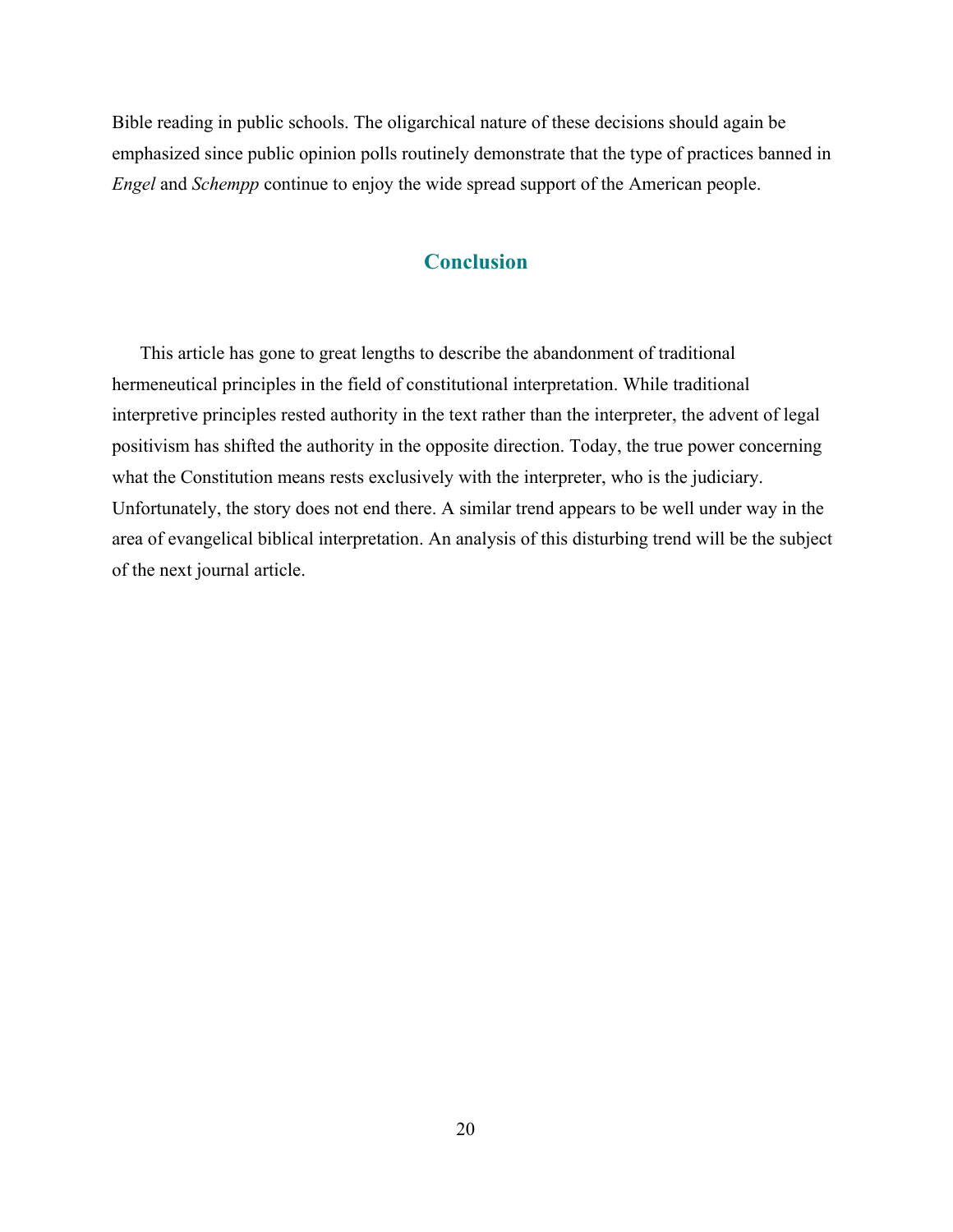Bible reading in public schools. The oligarchical nature of these decisions should again be emphasized since public opinion polls routinely demonstrate that the type of practices banned in *Engel* and *Schempp* continue to enjoy the wide spread support of the American people.

## Conclusion

This article has gone to great lengths to describe the abandonment of traditional hermeneutical principles in the field of constitutional interpretation. While traditional interpretive principles rested authority in the text rather than the interpreter, the advent of legal positivism has shifted the authority in the opposite direction. Today, the true power concerning what the Constitution means rests exclusively with the interpreter, who is the judiciary. Unfortunately, the story does not end there. A similar trend appears to be well under way in the area of evangelical biblical interpretation. An analysis of this disturbing trend will be the subject of the next journal article.